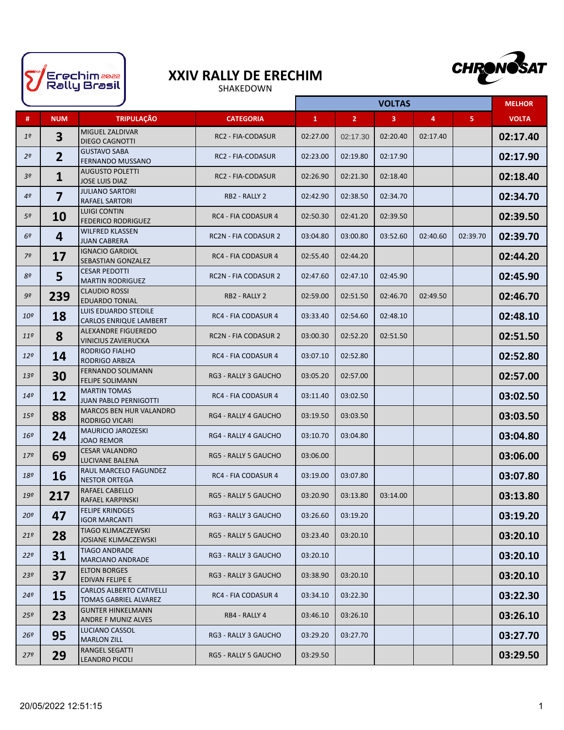# XXIV RALLY DE ERECHIM

SHAKEDOWN

| # | NUM | TRIPULAÇÃO | CATEGORIA | VOLTAS | | | | | MELHOR |
|---|---|---|---|---|---|---|---|---|---|
| | | | | 1 | 2 | 3 | 4 | 5 | VOLTA |
| 1º | 3 | MIGUEL ZALDIVAR<br>DIEGO CAGNOTTI | RC2 - FIA-CODASUR | 02:27.00 | 02:17.30 | 02:20.40 | 02:17.40 | | 02:17.40 |
| 2º | 2 | GUSTAVO SABA<br>FERNANDO MUSSANO | RC2 - FIA-CODASUR | 02:23.00 | 02:19.80 | 02:17.90 | | | 02:17.90 |
| 3º | 1 | AUGUSTO POLETTI<br>JOSE LUIS DIAZ | RC2 - FIA-CODASUR | 02:26.90 | 02:21.30 | 02:18.40 | | | 02:18.40 |
| 4º | 7 | JULIANO SARTORI<br>RAFAEL SARTORI | RB2 - RALLY 2 | 02:42.90 | 02:38.50 | 02:34.70 | | | 02:34.70 |
| 5º | 10 | LUIGI CONTIN<br>FEDERICO RODRIGUEZ | RC4 - FIA CODASUR 4 | 02:50.30 | 02:41.20 | 02:39.50 | | | 02:39.50 |
| 6º | 4 | WILFRED KLASSEN<br>JUAN CABRERA | RC2N - FIA CODASUR 2 | 03:04.80 | 03:00.80 | 03:52.60 | 02:40.60 | 02:39.70 | 02:39.70 |
| 7º | 17 | IGNACIO GARDIOL<br>SEBASTIAN GONZALEZ | RC4 - FIA CODASUR 4 | 02:55.40 | 02:44.20 | | | | 02:44.20 |
| 8º | 5 | CESAR PEDOTTI<br>MARTIN RODRIGUEZ | RC2N - FIA CODASUR 2 | 02:47.60 | 02:47.10 | 02:45.90 | | | 02:45.90 |
| 9º | 239 | CLAUDIO ROSSI<br>EDUARDO TONIAL | RB2 - RALLY 2 | 02:59.00 | 02:51.50 | 02:46.70 | 02:49.50 | | 02:46.70 |
| 10º | 18 | LUIS EDUARDO STEDILE<br>CARLOS ENRIQUE LAMBERT | RC4 - FIA CODASUR 4 | 03:33.40 | 02:54.60 | 02:48.10 | | | 02:48.10 |
| 11º | 8 | ALEXANDRE FIGUEREDO<br>VINICIUS ZAVIERUCKA | RC2N - FIA CODASUR 2 | 03:00.30 | 02:52.20 | 02:51.50 | | | 02:51.50 |
| 12º | 14 | RODRIGO FIALHO<br>RODRIGO ARBIZA | RC4 - FIA CODASUR 4 | 03:07.10 | 02:52.80 | | | | 02:52.80 |
| 13º | 30 | FERNANDO SOLIMANN<br>FELIPE SOLIMANN | RG3 - RALLY 3 GAUCHO | 03:05.20 | 02:57.00 | | | | 02:57.00 |
| 14º | 12 | MARTIN TOMAS<br>JUAN PABLO PERNIGOTTI | RC4 - FIA CODASUR 4 | 03:11.40 | 03:02.50 | | | | 03:02.50 |
| 15º | 88 | MARCOS BEN HUR VALANDRO<br>RODRIGO VICARI | RG4 - RALLY 4 GAUCHO | 03:19.50 | 03:03.50 | | | | 03:03.50 |
| 16º | 24 | MAURICIO JAROZESKI<br>JOAO REMOR | RG4 - RALLY 4 GAUCHO | 03:10.70 | 03:04.80 | | | | 03:04.80 |
| 17º | 69 | CESAR VALANDRO<br>LUCIVANE BALENA | RG5 - RALLY 5 GAUCHO | 03:06.00 | | | | | 03:06.00 |
| 18º | 16 | RAUL MARCELO FAGUNDEZ<br>NESTOR ORTEGA | RC4 - FIA CODASUR 4 | 03:19.00 | 03:07.80 | | | | 03:07.80 |
| 19º | 217 | RAFAEL CABELLO<br>RAFAEL KARPINSKI | RG5 - RALLY 5 GAUCHO | 03:20.90 | 03:13.80 | 03:14.00 | | | 03:13.80 |
| 20º | 47 | FELIPE KRINDGES<br>IGOR MARCANTI | RG3 - RALLY 3 GAUCHO | 03:26.60 | 03:19.20 | | | | 03:19.20 |
| 21º | 28 | TIAGO KLIMACZEWSKI<br>JOSIANE KLIMACZEWSKI | RG5 - RALLY 5 GAUCHO | 03:23.40 | 03:20.10 | | | | 03:20.10 |
| 22º | 31 | TIAGO ANDRADE<br>MARCIANO ANDRADE | RG3 - RALLY 3 GAUCHO | 03:20.10 | | | | | 03:20.10 |
| 23º | 37 | ELTON BORGES<br>EDIVAN FELIPE E | RG3 - RALLY 3 GAUCHO | 03:38.90 | 03:20.10 | | | | 03:20.10 |
| 24º | 15 | CARLOS ALBERTO CATIVELLI<br>TOMAS GABRIEL ALVAREZ | RC4 - FIA CODASUR 4 | 03:34.10 | 03:22.30 | | | | 03:22.30 |
| 25º | 23 | GUNTER HINKELMANN<br>ANDRE F MUNIZ ALVES | RB4 - RALLY 4 | 03:46.10 | 03:26.10 | | | | 03:26.10 |
| 26º | 95 | LUCIANO CASSOL<br>MARLON ZILL | RG3 - RALLY 3 GAUCHO | 03:29.20 | 03:27.70 | | | | 03:27.70 |
| 27º | 29 | RANGEL SEGATTI<br>LEANDRO PICOLI | RG5 - RALLY 5 GAUCHO | 03:29.50 | | | | | 03:29.50 |

20/05/2022 12:51:15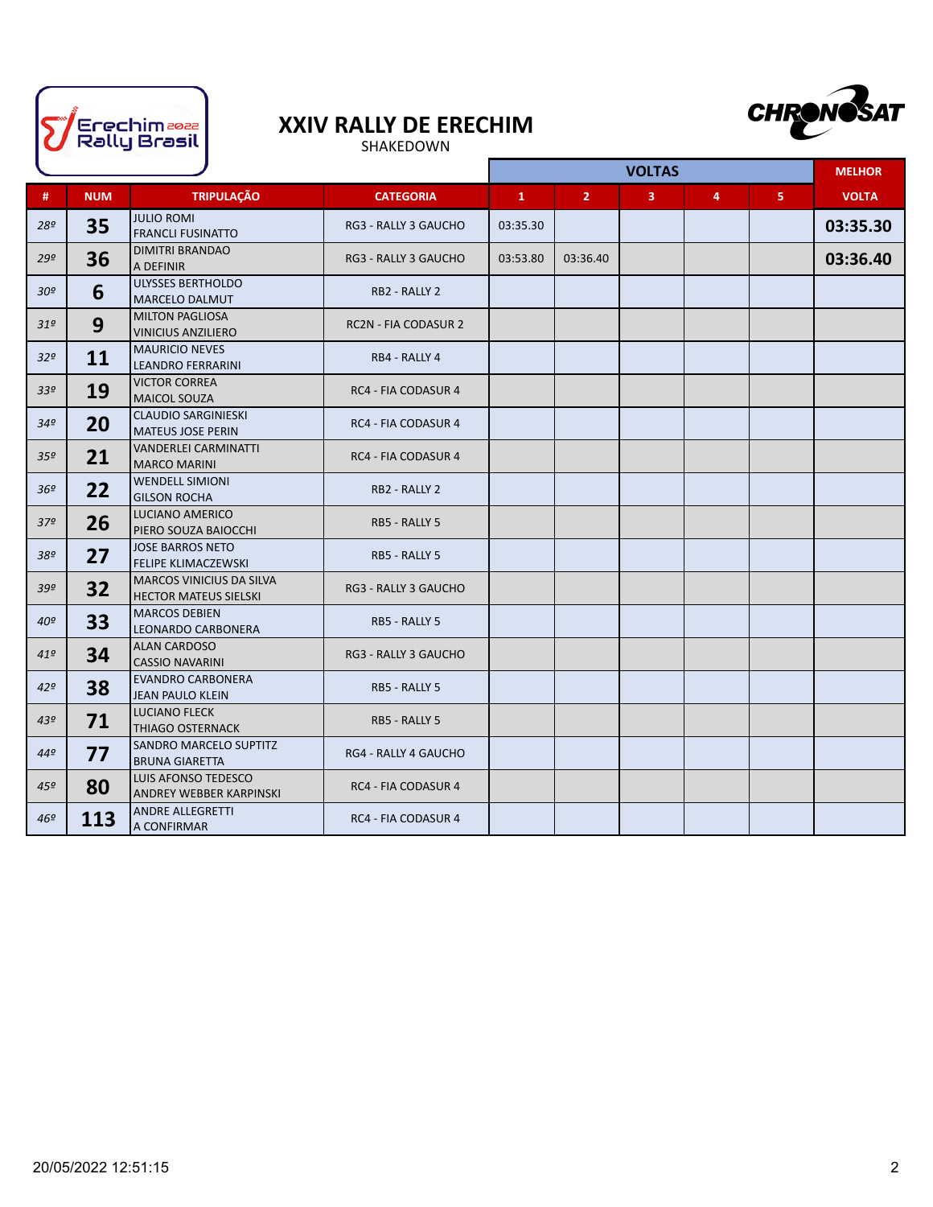# XXIV RALLY DE ERECHIM

SHAKEDOWN

| # | NUM | TRIPULAÇÃO | CATEGORIA | VOLTAS 1 | 2 | 3 | 4 | 5 | MELHOR VOLTA |
|---|---|---|---|---|---|---|---|---|---|
| 28º | 35 | JULIO ROMI<br>FRANCLI FUSINATTO | RG3 - RALLY 3 GAUCHO | 03:35.30 | | | | | **03:35.30** |
| 29º | 36 | DIMITRI BRANDAO<br>A DEFINIR | RG3 - RALLY 3 GAUCHO | 03:53.80 | 03:36.40 | | | | **03:36.40** |
| 30º | 6 | ULYSSES BERTHOLDO<br>MARCELO DALMUT | RB2 - RALLY 2 | | | | | | |
| 31º | 9 | MILTON PAGLIOSA<br>VINICIUS ANZILIERO | RC2N - FIA CODASUR 2 | | | | | | |
| 32º | 11 | MAURICIO NEVES<br>LEANDRO FERRARINI | RB4 - RALLY 4 | | | | | | |
| 33º | 19 | VICTOR CORREA<br>MAICOL SOUZA | RC4 - FIA CODASUR 4 | | | | | | |
| 34º | 20 | CLAUDIO SARGINIESKI<br>MATEUS JOSE PERIN | RC4 - FIA CODASUR 4 | | | | | | |
| 35º | 21 | VANDERLEI CARMINATTI<br>MARCO MARINI | RC4 - FIA CODASUR 4 | | | | | | |
| 36º | 22 | WENDELL SIMIONI<br>GILSON ROCHA | RB2 - RALLY 2 | | | | | | |
| 37º | 26 | LUCIANO AMERICO<br>PIERO SOUZA BAIOCCHI | RB5 - RALLY 5 | | | | | | |
| 38º | 27 | JOSE BARROS NETO<br>FELIPE KLIMACZEWSKI | RB5 - RALLY 5 | | | | | | |
| 39º | 32 | MARCOS VINICIUS DA SILVA<br>HECTOR MATEUS SIELSKI | RG3 - RALLY 3 GAUCHO | | | | | | |
| 40º | 33 | MARCOS DEBIEN<br>LEONARDO CARBONERA | RB5 - RALLY 5 | | | | | | |
| 41º | 34 | ALAN CARDOSO<br>CASSIO NAVARINI | RG3 - RALLY 3 GAUCHO | | | | | | |
| 42º | 38 | EVANDRO CARBONERA<br>JEAN PAULO KLEIN | RB5 - RALLY 5 | | | | | | |
| 43º | 71 | LUCIANO FLECK<br>THIAGO OSTERNACK | RB5 - RALLY 5 | | | | | | |
| 44º | 77 | SANDRO MARCELO SUPTITZ<br>BRUNA GIARETTA | RG4 - RALLY 4 GAUCHO | | | | | | |
| 45º | 80 | LUIS AFONSO TEDESCO<br>ANDREY WEBBER KARPINSKI | RC4 - FIA CODASUR 4 | | | | | | |
| 46º | 113 | ANDRE ALLEGRETTI<br>A CONFIRMAR | RC4 - FIA CODASUR 4 | | | | | | |

20/05/2022 12:51:15